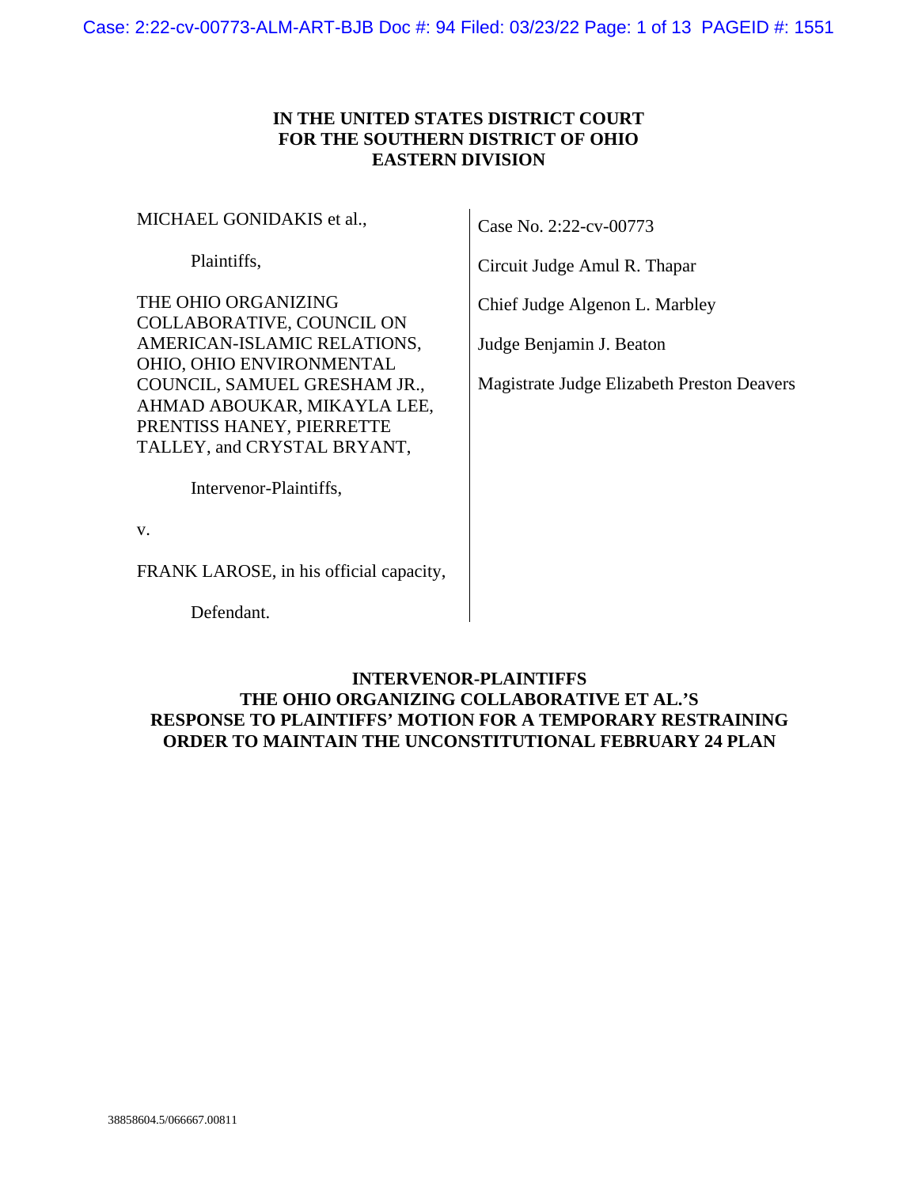**IN THE UNITED STATES DISTRICT COURT**
**FOR THE SOUTHERN DISTRICT OF OHIO**
**EASTERN DIVISION**

MICHAEL GONIDAKIS et al.,

Plaintiffs,

THE OHIO ORGANIZING COLLABORATIVE, COUNCIL ON AMERICAN-ISLAMIC RELATIONS, OHIO, OHIO ENVIRONMENTAL COUNCIL, SAMUEL GRESHAM JR., AHMAD ABOUKAR, MIKAYLA LEE, PRENTISS HANEY, PIERRETTE TALLEY, and CRYSTAL BRYANT,

Intervenor-Plaintiffs,

v.

FRANK LAROSE, in his official capacity,

Defendant.

Case No. 2:22-cv-00773

Circuit Judge Amul R. Thapar

Chief Judge Algenon L. Marbley

Judge Benjamin J. Beaton

Magistrate Judge Elizabeth Preston Deavers

**INTERVENOR-PLAINTIFFS**
**THE OHIO ORGANIZING COLLABORATIVE ET AL.'S**
**RESPONSE TO PLAINTIFFS' MOTION FOR A TEMPORARY RESTRAINING ORDER TO MAINTAIN THE UNCONSTITUTIONAL FEBRUARY 24 PLAN**

38858604.5/066667.00811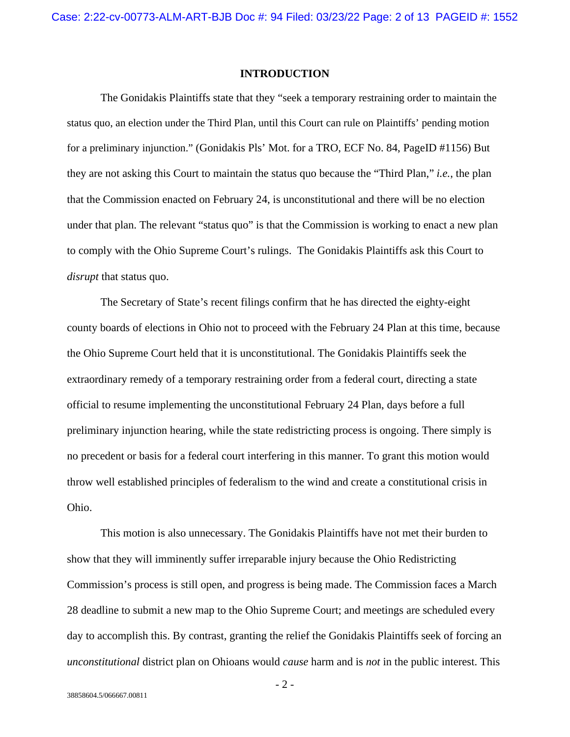## INTRODUCTION

The Gonidakis Plaintiffs state that they "seek a temporary restraining order to maintain the status quo, an election under the Third Plan, until this Court can rule on Plaintiffs' pending motion for a preliminary injunction." (Gonidakis Pls' Mot. for a TRO, ECF No. 84, PageID #1156) But they are not asking this Court to maintain the status quo because the "Third Plan," *i.e.*, the plan that the Commission enacted on February 24, is unconstitutional and there will be no election under that plan. The relevant "status quo" is that the Commission is working to enact a new plan to comply with the Ohio Supreme Court's rulings. The Gonidakis Plaintiffs ask this Court to *disrupt* that status quo.

The Secretary of State's recent filings confirm that he has directed the eighty-eight county boards of elections in Ohio not to proceed with the February 24 Plan at this time, because the Ohio Supreme Court held that it is unconstitutional. The Gonidakis Plaintiffs seek the extraordinary remedy of a temporary restraining order from a federal court, directing a state official to resume implementing the unconstitutional February 24 Plan, days before a full preliminary injunction hearing, while the state redistricting process is ongoing. There simply is no precedent or basis for a federal court interfering in this manner. To grant this motion would throw well established principles of federalism to the wind and create a constitutional crisis in Ohio.

This motion is also unnecessary. The Gonidakis Plaintiffs have not met their burden to show that they will imminently suffer irreparable injury because the Ohio Redistricting Commission's process is still open, and progress is being made. The Commission faces a March 28 deadline to submit a new map to the Ohio Supreme Court; and meetings are scheduled every day to accomplish this. By contrast, granting the relief the Gonidakis Plaintiffs seek of forcing an *unconstitutional* district plan on Ohioans would *cause* harm and is *not* in the public interest. This

38858604.5/066667.00811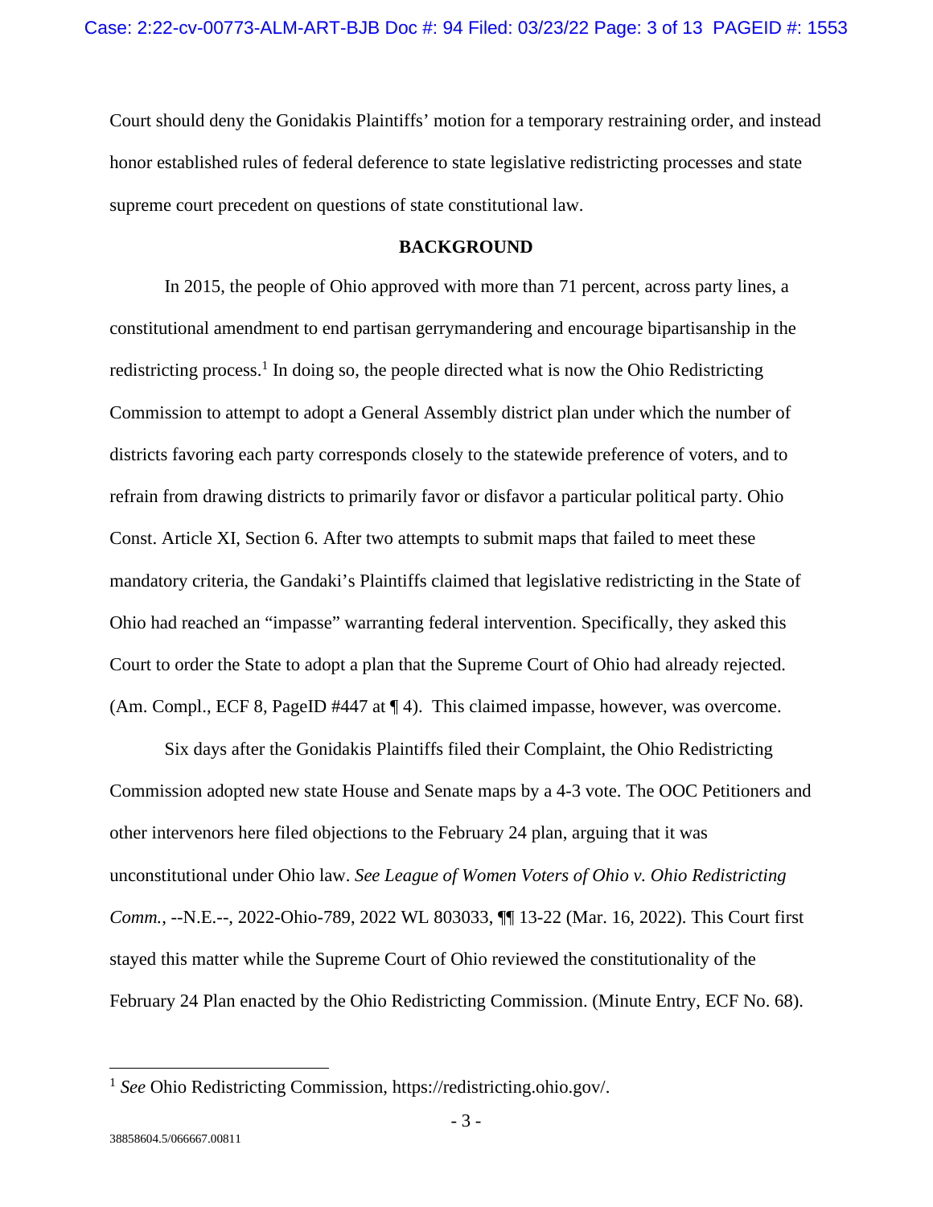Court should deny the Gonidakis Plaintiffs' motion for a temporary restraining order, and instead honor established rules of federal deference to state legislative redistricting processes and state supreme court precedent on questions of state constitutional law.

## BACKGROUND

In 2015, the people of Ohio approved with more than 71 percent, across party lines, a constitutional amendment to end partisan gerrymandering and encourage bipartisanship in the redistricting process.[1] In doing so, the people directed what is now the Ohio Redistricting Commission to attempt to adopt a General Assembly district plan under which the number of districts favoring each party corresponds closely to the statewide preference of voters, and to refrain from drawing districts to primarily favor or disfavor a particular political party. Ohio Const. Article XI, Section 6. After two attempts to submit maps that failed to meet these mandatory criteria, the Gandaki's Plaintiffs claimed that legislative redistricting in the State of Ohio had reached an "impasse" warranting federal intervention. Specifically, they asked this Court to order the State to adopt a plan that the Supreme Court of Ohio had already rejected. (Am. Compl., ECF 8, PageID #447 at ¶ 4). This claimed impasse, however, was overcome.

Six days after the Gonidakis Plaintiffs filed their Complaint, the Ohio Redistricting Commission adopted new state House and Senate maps by a 4-3 vote. The OOC Petitioners and other intervenors here filed objections to the February 24 plan, arguing that it was unconstitutional under Ohio law. *See League of Women Voters of Ohio v. Ohio Redistricting Comm.*, --N.E.--, 2022-Ohio-789, 2022 WL 803033, ¶¶ 13-22 (Mar. 16, 2022). This Court first stayed this matter while the Supreme Court of Ohio reviewed the constitutionality of the February 24 Plan enacted by the Ohio Redistricting Commission. (Minute Entry, ECF No. 68).

---

[1] *See* Ohio Redistricting Commission, https://redistricting.ohio.gov/.

38858604.5/066667.00811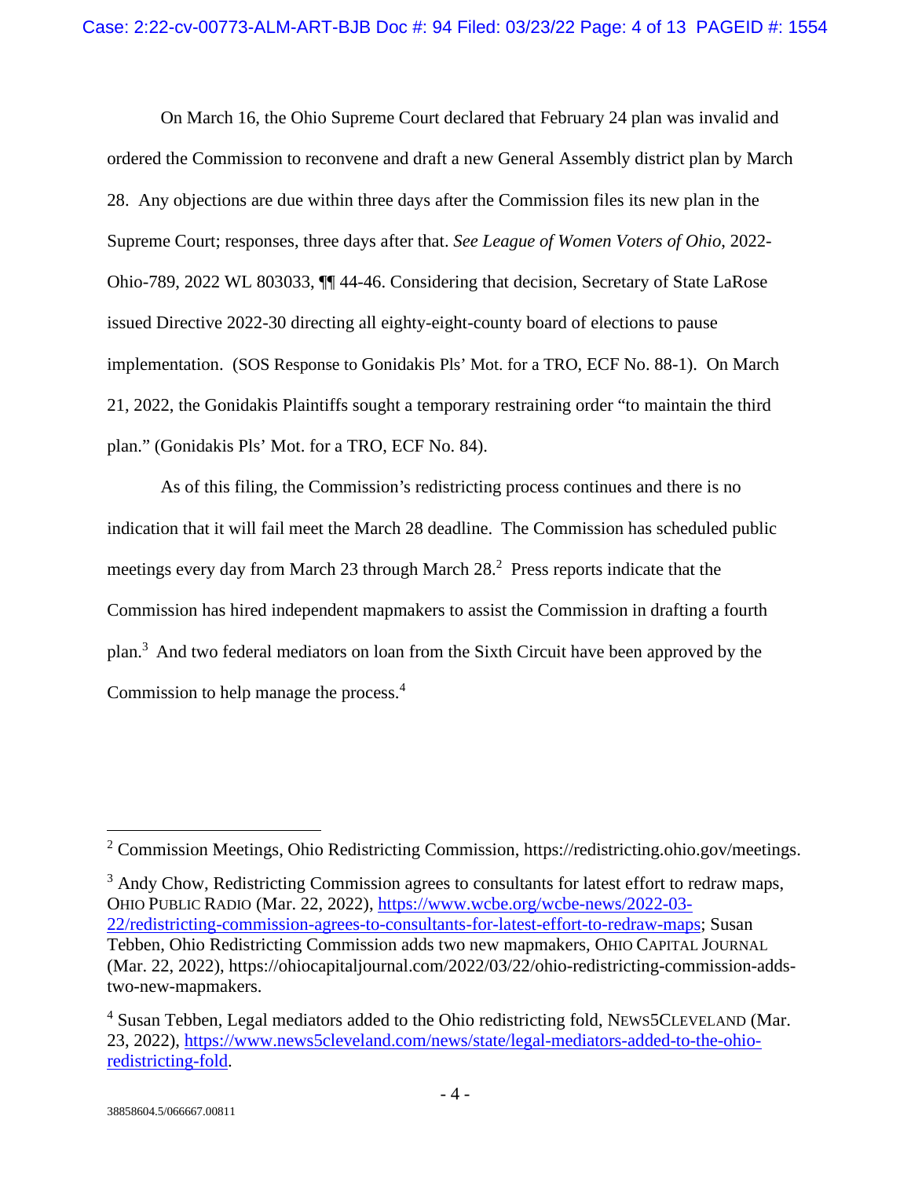On March 16, the Ohio Supreme Court declared that February 24 plan was invalid and ordered the Commission to reconvene and draft a new General Assembly district plan by March 28. Any objections are due within three days after the Commission files its new plan in the Supreme Court; responses, three days after that. *See League of Women Voters of Ohio*, 2022-Ohio-789, 2022 WL 803033, ¶¶ 44-46. Considering that decision, Secretary of State LaRose issued Directive 2022-30 directing all eighty-eight-county board of elections to pause implementation. (SOS Response to Gonidakis Pls' Mot. for a TRO, ECF No. 88-1). On March 21, 2022, the Gonidakis Plaintiffs sought a temporary restraining order "to maintain the third plan." (Gonidakis Pls' Mot. for a TRO, ECF No. 84).

As of this filing, the Commission's redistricting process continues and there is no indication that it will fail meet the March 28 deadline. The Commission has scheduled public meetings every day from March 23 through March 28.[2] Press reports indicate that the Commission has hired independent mapmakers to assist the Commission in drafting a fourth plan.[3] And two federal mediators on loan from the Sixth Circuit have been approved by the Commission to help manage the process.[4]

---

[2] Commission Meetings, Ohio Redistricting Commission, https://redistricting.ohio.gov/meetings.

[3] Andy Chow, Redistricting Commission agrees to consultants for latest effort to redraw maps, OHIO PUBLIC RADIO (Mar. 22, 2022), https://www.wcbe.org/wcbe-news/2022-03-22/redistricting-commission-agrees-to-consultants-for-latest-effort-to-redraw-maps; Susan Tebben, Ohio Redistricting Commission adds two new mapmakers, OHIO CAPITAL JOURNAL (Mar. 22, 2022), https://ohiocapitaljournal.com/2022/03/22/ohio-redistricting-commission-adds-two-new-mapmakers.

[4] Susan Tebben, Legal mediators added to the Ohio redistricting fold, NEWS5CLEVELAND (Mar. 23, 2022), https://www.news5cleveland.com/news/state/legal-mediators-added-to-the-ohio-redistricting-fold.

38858604.5/066667.00811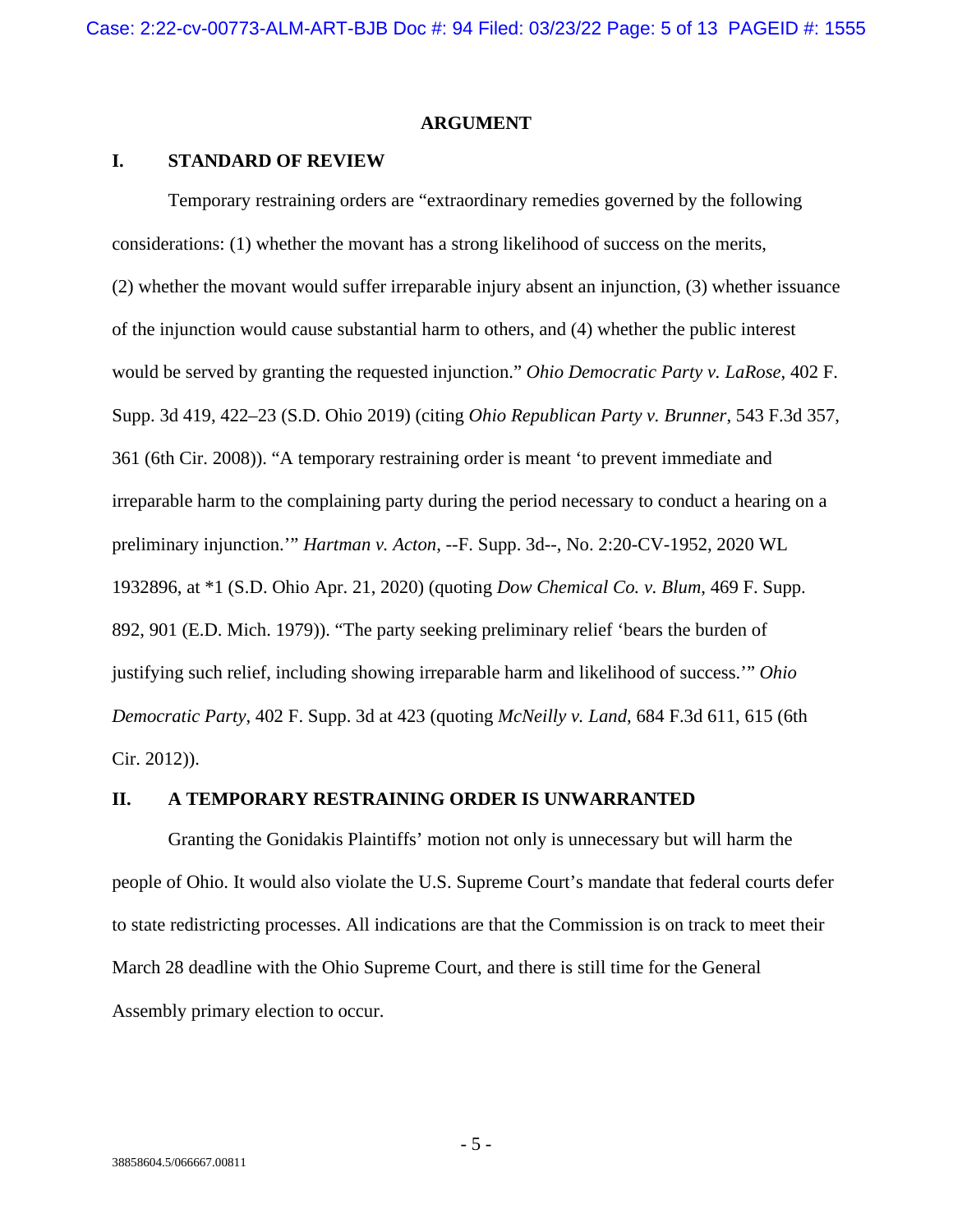## ARGUMENT

## I. STANDARD OF REVIEW

Temporary restraining orders are "extraordinary remedies governed by the following considerations: (1) whether the movant has a strong likelihood of success on the merits, (2) whether the movant would suffer irreparable injury absent an injunction, (3) whether issuance of the injunction would cause substantial harm to others, and (4) whether the public interest would be served by granting the requested injunction." *Ohio Democratic Party v. LaRose*, 402 F. Supp. 3d 419, 422–23 (S.D. Ohio 2019) (citing *Ohio Republican Party v. Brunner*, 543 F.3d 357, 361 (6th Cir. 2008)). "A temporary restraining order is meant 'to prevent immediate and irreparable harm to the complaining party during the period necessary to conduct a hearing on a preliminary injunction.'" *Hartman v. Acton*, --F. Supp. 3d--, No. 2:20-CV-1952, 2020 WL 1932896, at *1 (S.D. Ohio Apr. 21, 2020) (quoting *Dow Chemical Co. v. Blum*, 469 F. Supp. 892, 901 (E.D. Mich. 1979)). "The party seeking preliminary relief 'bears the burden of justifying such relief, including showing irreparable harm and likelihood of success.'" *Ohio Democratic Party*, 402 F. Supp. 3d at 423 (quoting *McNeilly v. Land*, 684 F.3d 611, 615 (6th Cir. 2012)).

## II. A TEMPORARY RESTRAINING ORDER IS UNWARRANTED

Granting the Gonidakis Plaintiffs' motion not only is unnecessary but will harm the people of Ohio. It would also violate the U.S. Supreme Court's mandate that federal courts defer to state redistricting processes. All indications are that the Commission is on track to meet their March 28 deadline with the Ohio Supreme Court, and there is still time for the General Assembly primary election to occur.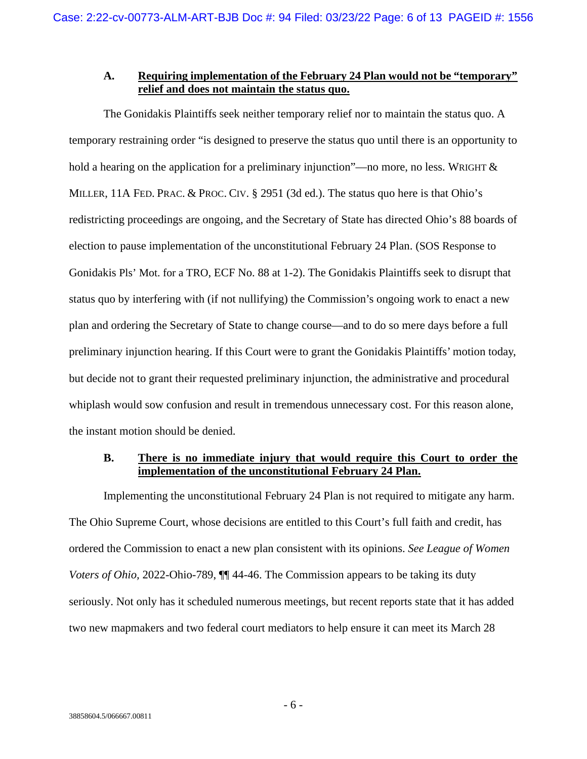### A. Requiring implementation of the February 24 Plan would not be "temporary" relief and does not maintain the status quo.

The Gonidakis Plaintiffs seek neither temporary relief nor to maintain the status quo. A temporary restraining order "is designed to preserve the status quo until there is an opportunity to hold a hearing on the application for a preliminary injunction"—no more, no less. WRIGHT & MILLER, 11A FED. PRAC. & PROC. CIV. § 2951 (3d ed.). The status quo here is that Ohio's redistricting proceedings are ongoing, and the Secretary of State has directed Ohio's 88 boards of election to pause implementation of the unconstitutional February 24 Plan. (SOS Response to Gonidakis Pls' Mot. for a TRO, ECF No. 88 at 1-2). The Gonidakis Plaintiffs seek to disrupt that status quo by interfering with (if not nullifying) the Commission's ongoing work to enact a new plan and ordering the Secretary of State to change course—and to do so mere days before a full preliminary injunction hearing. If this Court were to grant the Gonidakis Plaintiffs' motion today, but decide not to grant their requested preliminary injunction, the administrative and procedural whiplash would sow confusion and result in tremendous unnecessary cost. For this reason alone, the instant motion should be denied.

### B. There is no immediate injury that would require this Court to order the implementation of the unconstitutional February 24 Plan.

Implementing the unconstitutional February 24 Plan is not required to mitigate any harm. The Ohio Supreme Court, whose decisions are entitled to this Court's full faith and credit, has ordered the Commission to enact a new plan consistent with its opinions. *See League of Women Voters of Ohio*, 2022-Ohio-789, ¶¶ 44-46. The Commission appears to be taking its duty seriously. Not only has it scheduled numerous meetings, but recent reports state that it has added two new mapmakers and two federal court mediators to help ensure it can meet its March 28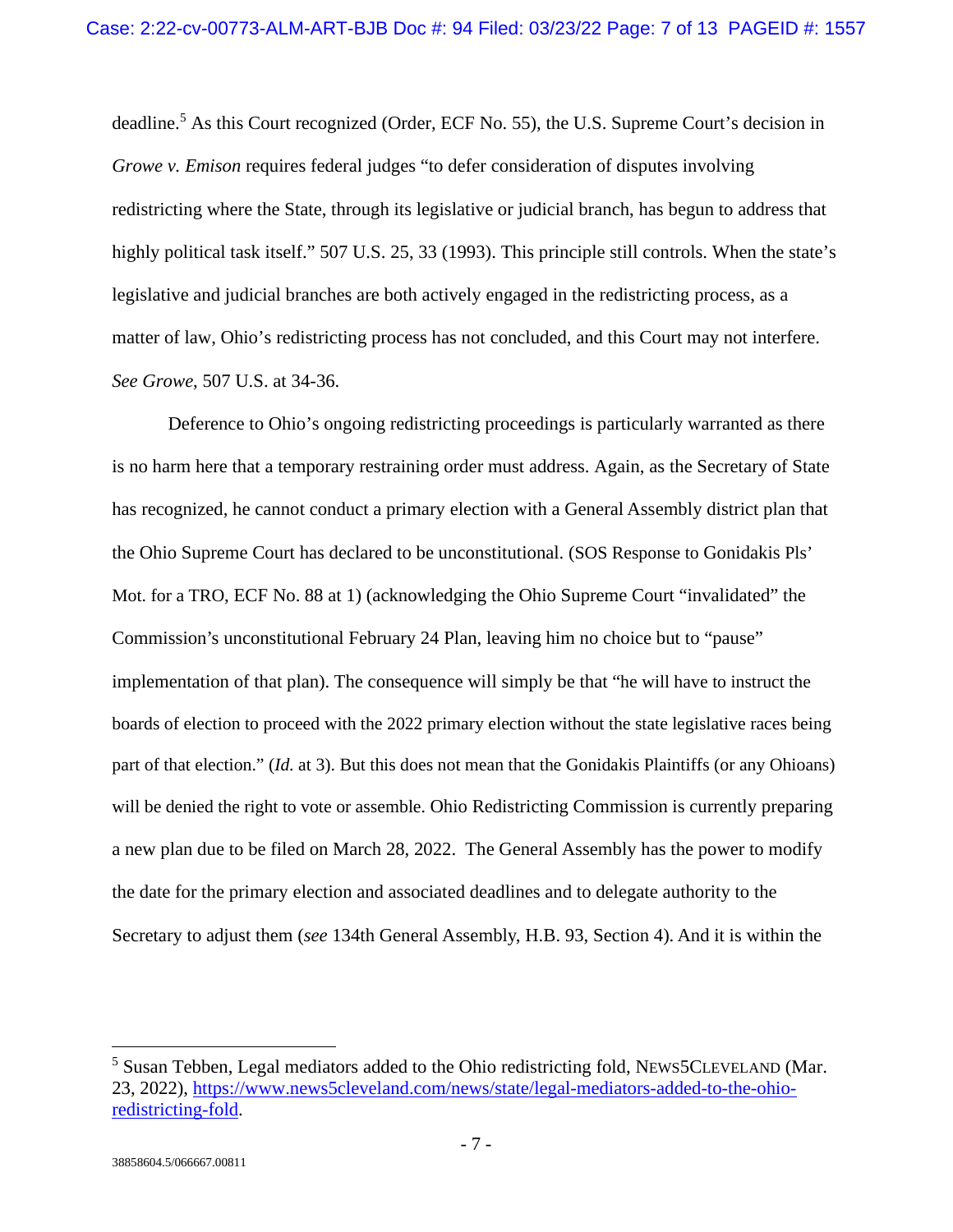deadline.[5] As this Court recognized (Order, ECF No. 55), the U.S. Supreme Court's decision in *Growe v. Emison* requires federal judges "to defer consideration of disputes involving redistricting where the State, through its legislative or judicial branch, has begun to address that highly political task itself." 507 U.S. 25, 33 (1993). This principle still controls. When the state's legislative and judicial branches are both actively engaged in the redistricting process, as a matter of law, Ohio's redistricting process has not concluded, and this Court may not interfere. *See Growe*, 507 U.S. at 34-36.

Deference to Ohio's ongoing redistricting proceedings is particularly warranted as there is no harm here that a temporary restraining order must address. Again, as the Secretary of State has recognized, he cannot conduct a primary election with a General Assembly district plan that the Ohio Supreme Court has declared to be unconstitutional. (SOS Response to Gonidakis Pls' Mot. for a TRO, ECF No. 88 at 1) (acknowledging the Ohio Supreme Court "invalidated" the Commission's unconstitutional February 24 Plan, leaving him no choice but to "pause" implementation of that plan). The consequence will simply be that "he will have to instruct the boards of election to proceed with the 2022 primary election without the state legislative races being part of that election." (*Id.* at 3). But this does not mean that the Gonidakis Plaintiffs (or any Ohioans) will be denied the right to vote or assemble. Ohio Redistricting Commission is currently preparing a new plan due to be filed on March 28, 2022. The General Assembly has the power to modify the date for the primary election and associated deadlines and to delegate authority to the Secretary to adjust them (*see* 134th General Assembly, H.B. 93, Section 4). And it is within the

---

[5] Susan Tebben, Legal mediators added to the Ohio redistricting fold, NEWS5CLEVELAND (Mar. 23, 2022), https://www.news5cleveland.com/news/state/legal-mediators-added-to-the-ohio-redistricting-fold.

38858604.5/066667.00811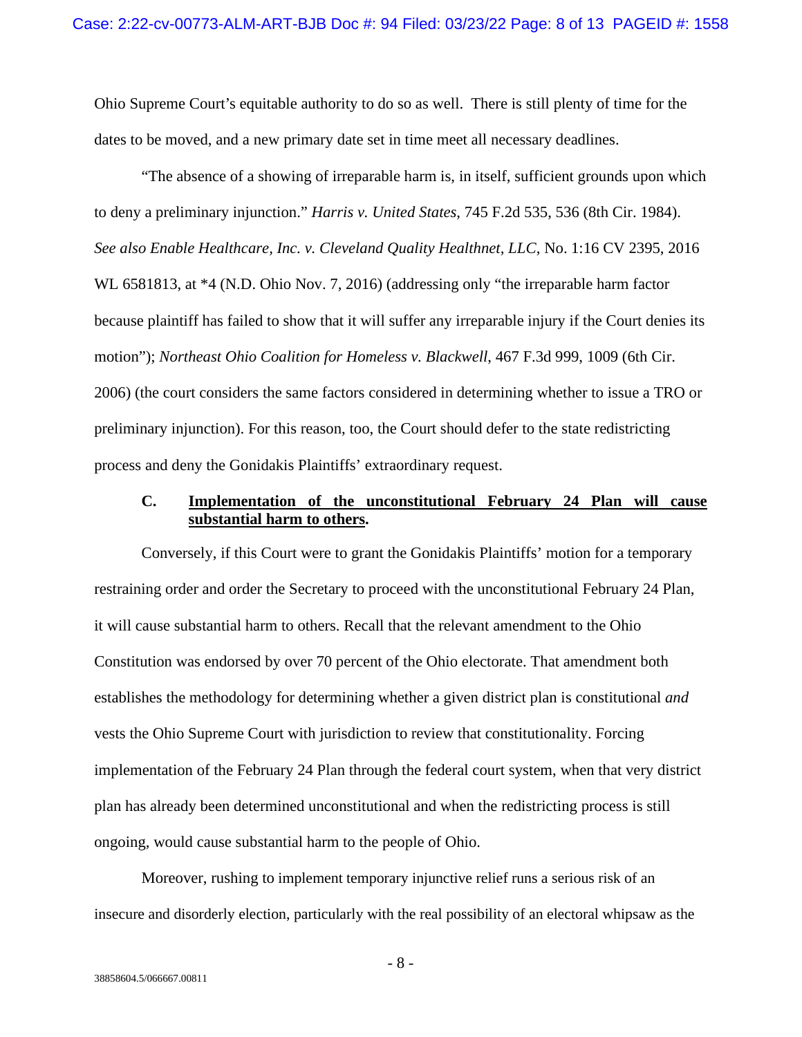Ohio Supreme Court's equitable authority to do so as well. There is still plenty of time for the dates to be moved, and a new primary date set in time meet all necessary deadlines.

"The absence of a showing of irreparable harm is, in itself, sufficient grounds upon which to deny a preliminary injunction." *Harris v. United States*, 745 F.2d 535, 536 (8th Cir. 1984). *See also Enable Healthcare, Inc. v. Cleveland Quality Healthnet, LLC*, No. 1:16 CV 2395, 2016 WL 6581813, at *4 (N.D. Ohio Nov. 7, 2016) (addressing only "the irreparable harm factor because plaintiff has failed to show that it will suffer any irreparable injury if the Court denies its motion"); *Northeast Ohio Coalition for Homeless v. Blackwell*, 467 F.3d 999, 1009 (6th Cir. 2006) (the court considers the same factors considered in determining whether to issue a TRO or preliminary injunction). For this reason, too, the Court should defer to the state redistricting process and deny the Gonidakis Plaintiffs' extraordinary request.

### C. Implementation of the unconstitutional February 24 Plan will cause substantial harm to others.

Conversely, if this Court were to grant the Gonidakis Plaintiffs' motion for a temporary restraining order and order the Secretary to proceed with the unconstitutional February 24 Plan, it will cause substantial harm to others. Recall that the relevant amendment to the Ohio Constitution was endorsed by over 70 percent of the Ohio electorate. That amendment both establishes the methodology for determining whether a given district plan is constitutional *and* vests the Ohio Supreme Court with jurisdiction to review that constitutionality. Forcing implementation of the February 24 Plan through the federal court system, when that very district plan has already been determined unconstitutional and when the redistricting process is still ongoing, would cause substantial harm to the people of Ohio.

Moreover, rushing to implement temporary injunctive relief runs a serious risk of an insecure and disorderly election, particularly with the real possibility of an electoral whipsaw as the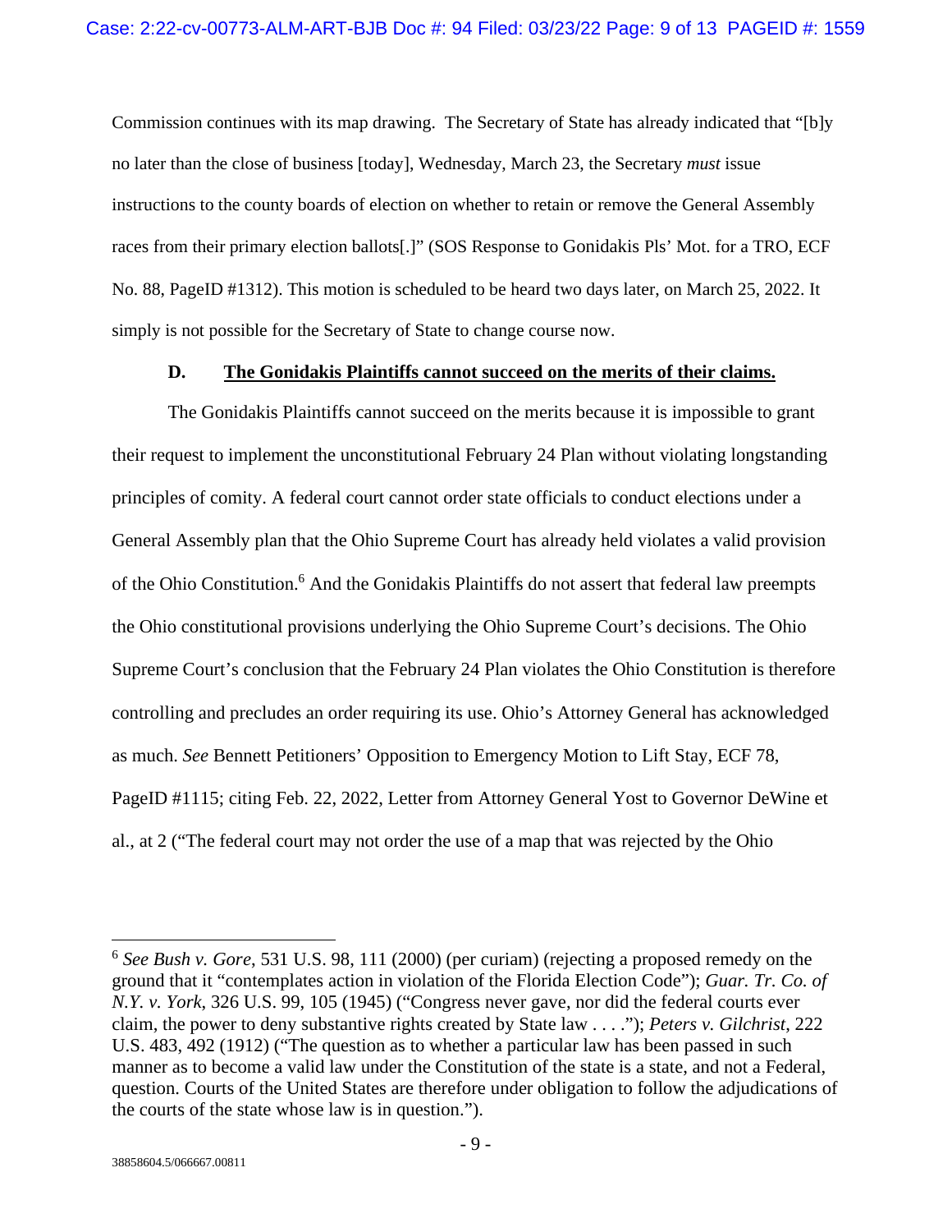Commission continues with its map drawing. The Secretary of State has already indicated that "[b]y no later than the close of business [today], Wednesday, March 23, the Secretary *must* issue instructions to the county boards of election on whether to retain or remove the General Assembly races from their primary election ballots[.]" (SOS Response to Gonidakis Pls' Mot. for a TRO, ECF No. 88, PageID #1312). This motion is scheduled to be heard two days later, on March 25, 2022. It simply is not possible for the Secretary of State to change course now.

**D. <u>The Gonidakis Plaintiffs cannot succeed on the merits of their claims.</u>**

The Gonidakis Plaintiffs cannot succeed on the merits because it is impossible to grant their request to implement the unconstitutional February 24 Plan without violating longstanding principles of comity. A federal court cannot order state officials to conduct elections under a General Assembly plan that the Ohio Supreme Court has already held violates a valid provision of the Ohio Constitution.[6] And the Gonidakis Plaintiffs do not assert that federal law preempts the Ohio constitutional provisions underlying the Ohio Supreme Court's decisions. The Ohio Supreme Court's conclusion that the February 24 Plan violates the Ohio Constitution is therefore controlling and precludes an order requiring its use. Ohio's Attorney General has acknowledged as much. *See* Bennett Petitioners' Opposition to Emergency Motion to Lift Stay, ECF 78, PageID #1115; citing Feb. 22, 2022, Letter from Attorney General Yost to Governor DeWine et al., at 2 ("The federal court may not order the use of a map that was rejected by the Ohio

---

[6] *See Bush v. Gore*, 531 U.S. 98, 111 (2000) (per curiam) (rejecting a proposed remedy on the ground that it "contemplates action in violation of the Florida Election Code"); *Guar. Tr. Co. of N.Y. v. York*, 326 U.S. 99, 105 (1945) ("Congress never gave, nor did the federal courts ever claim, the power to deny substantive rights created by State law . . . ."); *Peters v. Gilchrist*, 222 U.S. 483, 492 (1912) ("The question as to whether a particular law has been passed in such manner as to become a valid law under the Constitution of the state is a state, and not a Federal, question. Courts of the United States are therefore under obligation to follow the adjudications of the courts of the state whose law is in question.").

38858604.5/066667.00811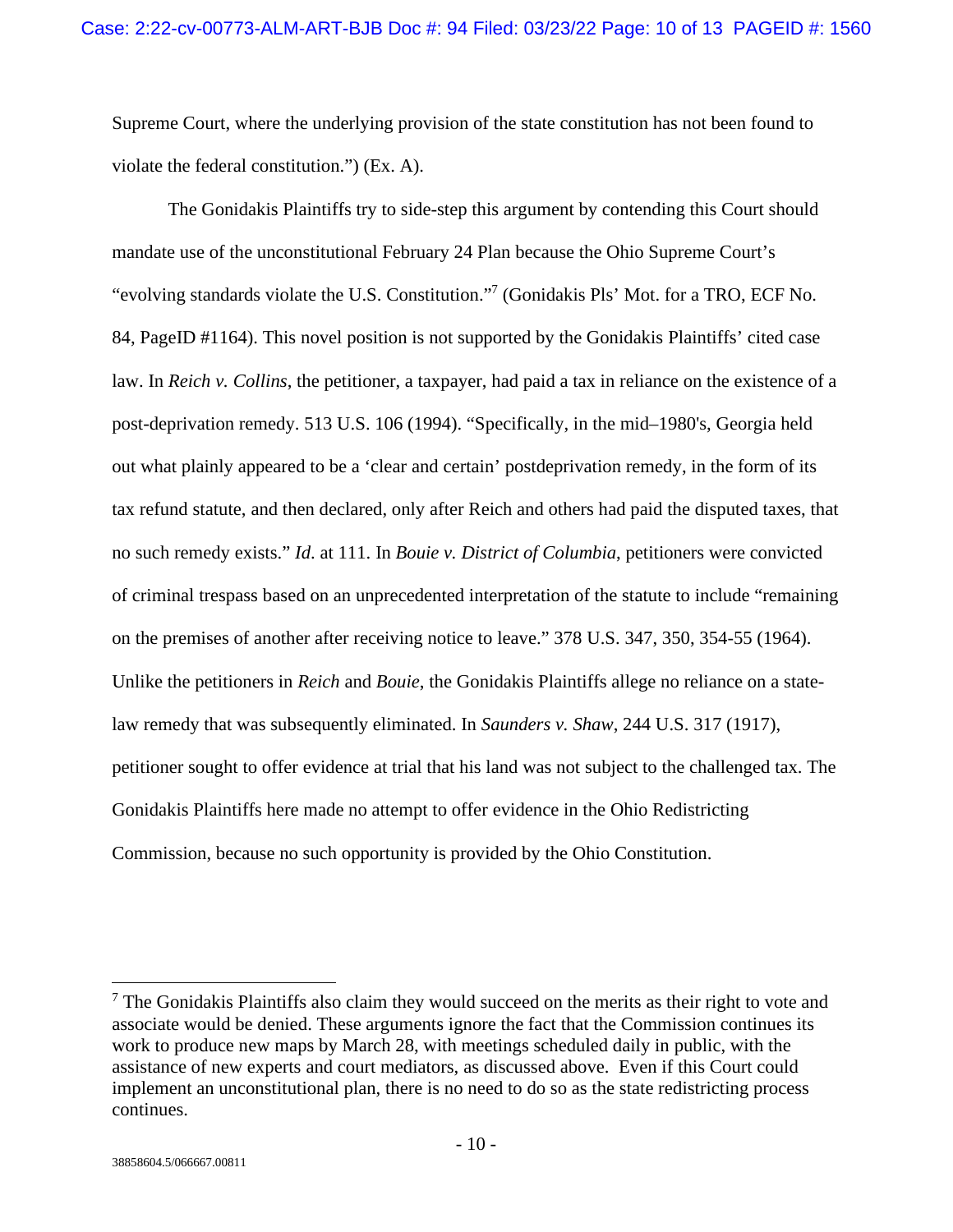Supreme Court, where the underlying provision of the state constitution has not been found to violate the federal constitution.") (Ex. A).

The Gonidakis Plaintiffs try to side-step this argument by contending this Court should mandate use of the unconstitutional February 24 Plan because the Ohio Supreme Court's "evolving standards violate the U.S. Constitution."[7] (Gonidakis Pls' Mot. for a TRO, ECF No. 84, PageID #1164). This novel position is not supported by the Gonidakis Plaintiffs' cited case law. In *Reich v. Collins*, the petitioner, a taxpayer, had paid a tax in reliance on the existence of a post-deprivation remedy. 513 U.S. 106 (1994). "Specifically, in the mid–1980's, Georgia held out what plainly appeared to be a 'clear and certain' postdeprivation remedy, in the form of its tax refund statute, and then declared, only after Reich and others had paid the disputed taxes, that no such remedy exists." *Id.* at 111. In *Bouie v. District of Columbia*, petitioners were convicted of criminal trespass based on an unprecedented interpretation of the statute to include "remaining on the premises of another after receiving notice to leave." 378 U.S. 347, 350, 354-55 (1964). Unlike the petitioners in *Reich* and *Bouie*, the Gonidakis Plaintiffs allege no reliance on a state-law remedy that was subsequently eliminated. In *Saunders v. Shaw*, 244 U.S. 317 (1917), petitioner sought to offer evidence at trial that his land was not subject to the challenged tax. The Gonidakis Plaintiffs here made no attempt to offer evidence in the Ohio Redistricting Commission, because no such opportunity is provided by the Ohio Constitution.

---

[7] The Gonidakis Plaintiffs also claim they would succeed on the merits as their right to vote and associate would be denied. These arguments ignore the fact that the Commission continues its work to produce new maps by March 28, with meetings scheduled daily in public, with the assistance of new experts and court mediators, as discussed above. Even if this Court could implement an unconstitutional plan, there is no need to do so as the state redistricting process continues.

38858604.5/066667.00811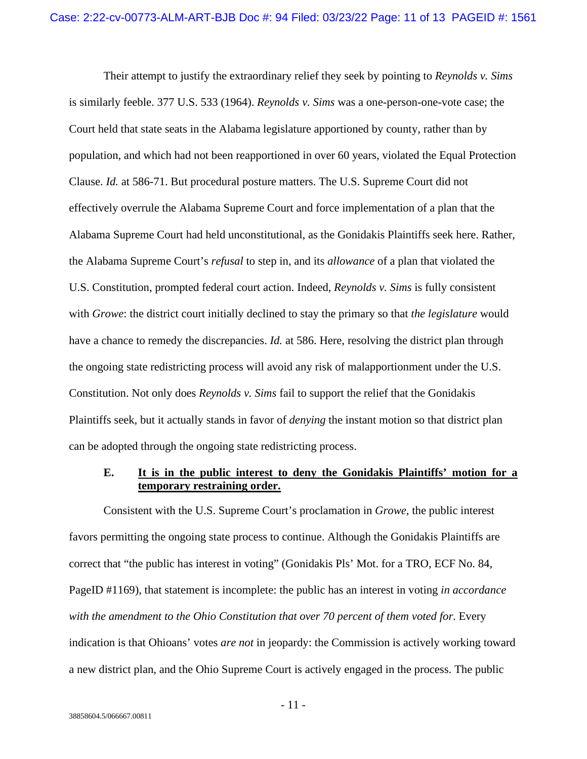Their attempt to justify the extraordinary relief they seek by pointing to *Reynolds v. Sims* is similarly feeble. 377 U.S. 533 (1964). *Reynolds v. Sims* was a one-person-one-vote case; the Court held that state seats in the Alabama legislature apportioned by county, rather than by population, and which had not been reapportioned in over 60 years, violated the Equal Protection Clause. *Id.* at 586-71. But procedural posture matters. The U.S. Supreme Court did not effectively overrule the Alabama Supreme Court and force implementation of a plan that the Alabama Supreme Court had held unconstitutional, as the Gonidakis Plaintiffs seek here. Rather, the Alabama Supreme Court's *refusal* to step in, and its *allowance* of a plan that violated the U.S. Constitution, prompted federal court action. Indeed, *Reynolds v. Sims* is fully consistent with *Growe*: the district court initially declined to stay the primary so that *the legislature* would have a chance to remedy the discrepancies. *Id.* at 586. Here, resolving the district plan through the ongoing state redistricting process will avoid any risk of malapportionment under the U.S. Constitution. Not only does *Reynolds v. Sims* fail to support the relief that the Gonidakis Plaintiffs seek, but it actually stands in favor of *denying* the instant motion so that district plan can be adopted through the ongoing state redistricting process.

### E. It is in the public interest to deny the Gonidakis Plaintiffs' motion for a temporary restraining order.

Consistent with the U.S. Supreme Court's proclamation in *Growe*, the public interest favors permitting the ongoing state process to continue. Although the Gonidakis Plaintiffs are correct that "the public has interest in voting" (Gonidakis Pls' Mot. for a TRO, ECF No. 84, PageID #1169), that statement is incomplete: the public has an interest in voting *in accordance with the amendment to the Ohio Constitution that over 70 percent of them voted for*. Every indication is that Ohioans' votes *are not* in jeopardy: the Commission is actively working toward a new district plan, and the Ohio Supreme Court is actively engaged in the process. The public

38858604.5/066667.00811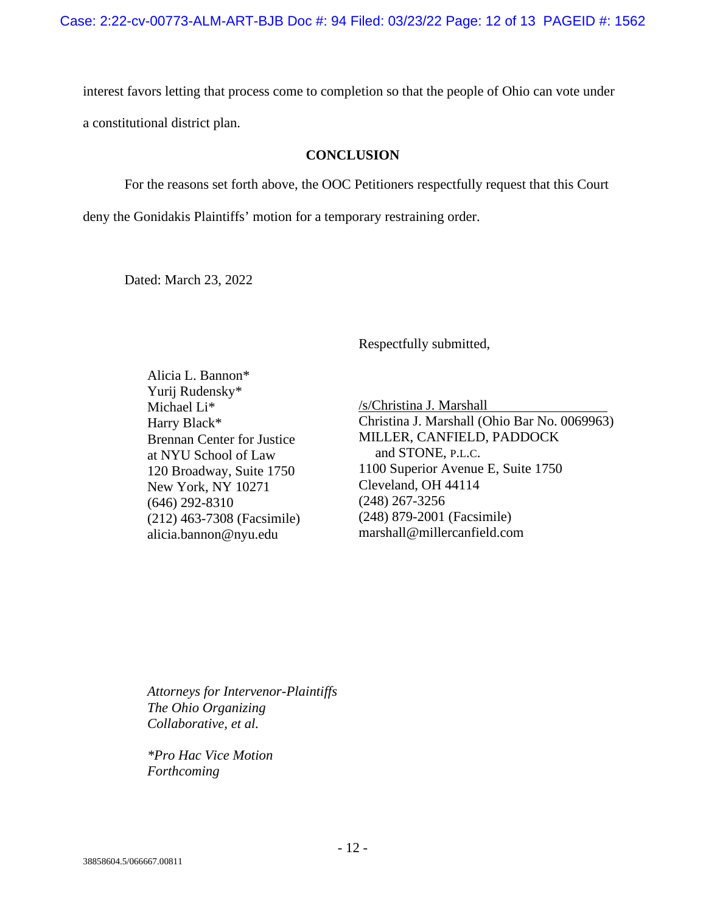interest favors letting that process come to completion so that the people of Ohio can vote under a constitutional district plan.

## CONCLUSION

For the reasons set forth above, the OOC Petitioners respectfully request that this Court deny the Gonidakis Plaintiffs' motion for a temporary restraining order.

Dated: March 23, 2022

Respectfully submitted,

/s/Christina J. Marshall
Christina J. Marshall (Ohio Bar No. 0069963)
MILLER, CANFIELD, PADDOCK and STONE, P.L.C.
1100 Superior Avenue E, Suite 1750
Cleveland, OH 44114
(248) 267-3256
(248) 879-2001 (Facsimile)
marshall@millercanfield.com

Alicia L. Bannon*
Yurij Rudensky*
Michael Li*
Harry Black*
Brennan Center for Justice at NYU School of Law
120 Broadway, Suite 1750
New York, NY 10271
(646) 292-8310
(212) 463-7308 (Facsimile)
alicia.bannon@nyu.edu

*Attorneys for Intervenor-Plaintiffs The Ohio Organizing Collaborative, et al.*

**Pro Hac Vice Motion Forthcoming*

38858604.5/066667.00811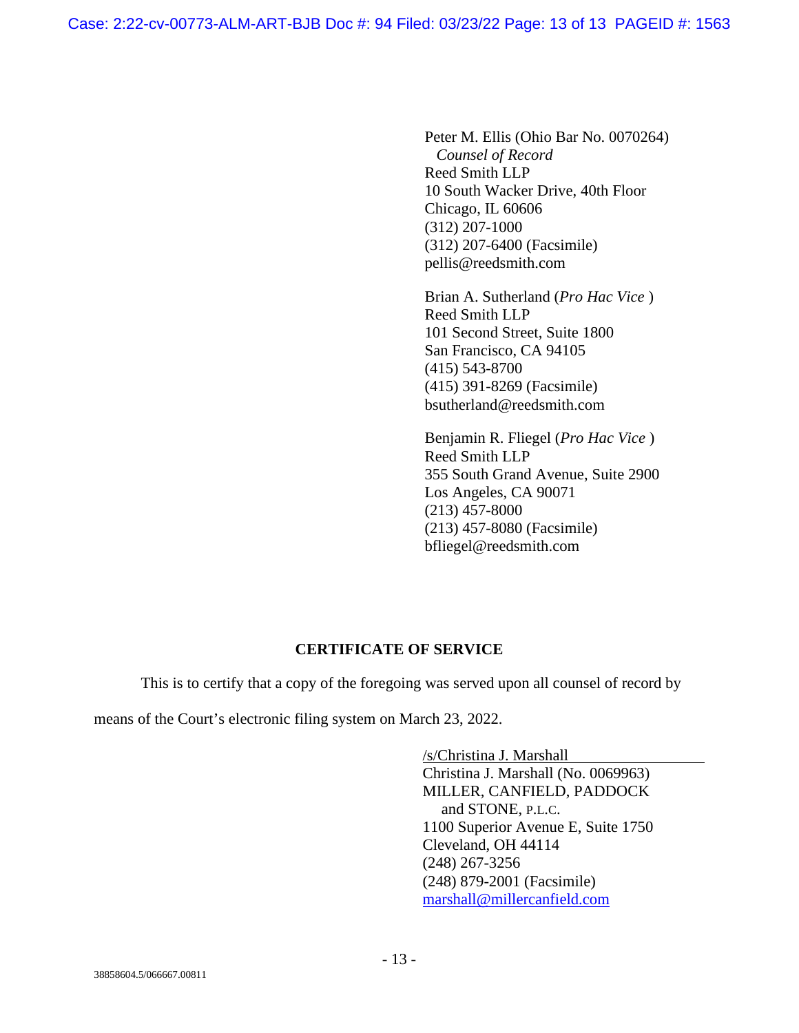Peter M. Ellis (Ohio Bar No. 0070264)
*Counsel of Record*
Reed Smith LLP
10 South Wacker Drive, 40th Floor
Chicago, IL 60606
(312) 207-1000
(312) 207-6400 (Facsimile)
pellis@reedsmith.com

Brian A. Sutherland (*Pro Hac Vice* )
Reed Smith LLP
101 Second Street, Suite 1800
San Francisco, CA 94105
(415) 543-8700
(415) 391-8269 (Facsimile)
bsutherland@reedsmith.com

Benjamin R. Fliegel (*Pro Hac Vice* )
Reed Smith LLP
355 South Grand Avenue, Suite 2900
Los Angeles, CA 90071
(213) 457-8000
(213) 457-8080 (Facsimile)
bfliegel@reedsmith.com

**CERTIFICATE OF SERVICE**

This is to certify that a copy of the foregoing was served upon all counsel of record by means of the Court's electronic filing system on March 23, 2022.

/s/Christina J. Marshall
Christina J. Marshall (No. 0069963)
MILLER, CANFIELD, PADDOCK
and STONE, P.L.C.
1100 Superior Avenue E, Suite 1750
Cleveland, OH 44114
(248) 267-3256
(248) 879-2001 (Facsimile)
marshall@millercanfield.com

38858604.5/066667.00811